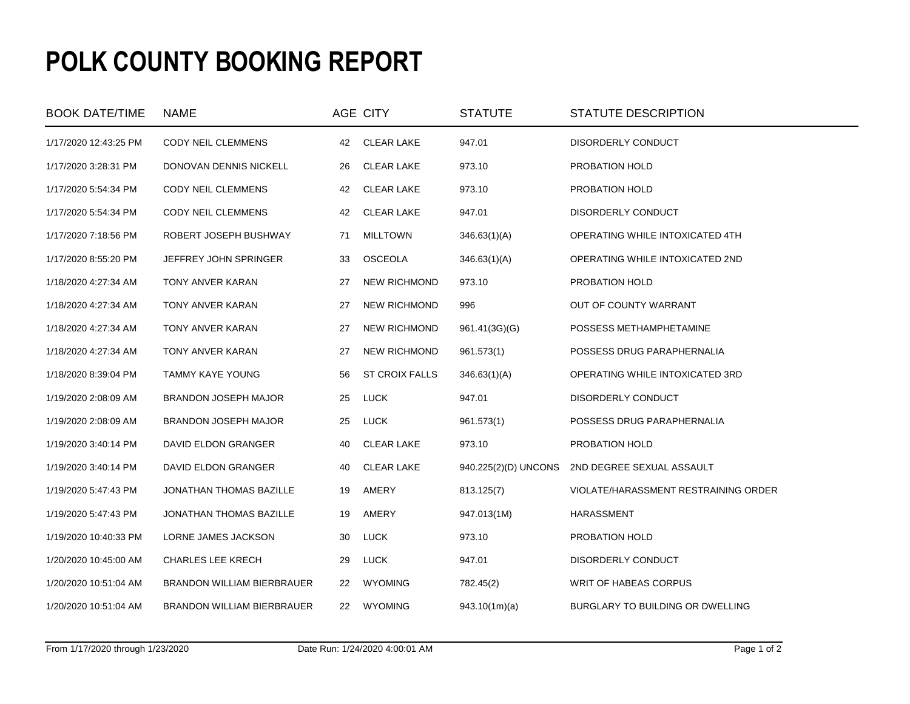# POLK COUNTY BOOKING REPORT

| BOOK DATE/TIME | NAME | AGE | CITY | STATUTE | STATUTE DESCRIPTION |
|---|---|---|---|---|---|
| 1/17/2020 12:43:25 PM | CODY NEIL CLEMMENS | 42 | CLEAR LAKE | 947.01 | DISORDERLY CONDUCT |
| 1/17/2020 3:28:31 PM | DONOVAN DENNIS NICKELL | 26 | CLEAR LAKE | 973.10 | PROBATION HOLD |
| 1/17/2020 5:54:34 PM | CODY NEIL CLEMMENS | 42 | CLEAR LAKE | 973.10 | PROBATION HOLD |
| 1/17/2020 5:54:34 PM | CODY NEIL CLEMMENS | 42 | CLEAR LAKE | 947.01 | DISORDERLY CONDUCT |
| 1/17/2020 7:18:56 PM | ROBERT JOSEPH BUSHWAY | 71 | MILLTOWN | 346.63(1)(A) | OPERATING WHILE INTOXICATED 4TH |
| 1/17/2020 8:55:20 PM | JEFFREY JOHN SPRINGER | 33 | OSCEOLA | 346.63(1)(A) | OPERATING WHILE INTOXICATED 2ND |
| 1/18/2020 4:27:34 AM | TONY ANVER KARAN | 27 | NEW RICHMOND | 973.10 | PROBATION HOLD |
| 1/18/2020 4:27:34 AM | TONY ANVER KARAN | 27 | NEW RICHMOND | 996 | OUT OF COUNTY WARRANT |
| 1/18/2020 4:27:34 AM | TONY ANVER KARAN | 27 | NEW RICHMOND | 961.41(3G)(G) | POSSESS METHAMPHETAMINE |
| 1/18/2020 4:27:34 AM | TONY ANVER KARAN | 27 | NEW RICHMOND | 961.573(1) | POSSESS DRUG PARAPHERNALIA |
| 1/18/2020 8:39:04 PM | TAMMY KAYE YOUNG | 56 | ST CROIX FALLS | 346.63(1)(A) | OPERATING WHILE INTOXICATED 3RD |
| 1/19/2020 2:08:09 AM | BRANDON JOSEPH MAJOR | 25 | LUCK | 947.01 | DISORDERLY CONDUCT |
| 1/19/2020 2:08:09 AM | BRANDON JOSEPH MAJOR | 25 | LUCK | 961.573(1) | POSSESS DRUG PARAPHERNALIA |
| 1/19/2020 3:40:14 PM | DAVID ELDON GRANGER | 40 | CLEAR LAKE | 973.10 | PROBATION HOLD |
| 1/19/2020 3:40:14 PM | DAVID ELDON GRANGER | 40 | CLEAR LAKE | 940.225(2)(D) UNCONS | 2ND DEGREE SEXUAL ASSAULT |
| 1/19/2020 5:47:43 PM | JONATHAN THOMAS BAZILLE | 19 | AMERY | 813.125(7) | VIOLATE/HARASSMENT RESTRAINING ORDER |
| 1/19/2020 5:47:43 PM | JONATHAN THOMAS BAZILLE | 19 | AMERY | 947.013(1M) | HARASSMENT |
| 1/19/2020 10:40:33 PM | LORNE JAMES JACKSON | 30 | LUCK | 973.10 | PROBATION HOLD |
| 1/20/2020 10:45:00 AM | CHARLES LEE KRECH | 29 | LUCK | 947.01 | DISORDERLY CONDUCT |
| 1/20/2020 10:51:04 AM | BRANDON WILLIAM BIERBRAUER | 22 | WYOMING | 782.45(2) | WRIT OF HABEAS CORPUS |
| 1/20/2020 10:51:04 AM | BRANDON WILLIAM BIERBRAUER | 22 | WYOMING | 943.10(1m)(a) | BURGLARY TO BUILDING OR DWELLING |

From 1/17/2020 through 1/23/2020 Date Run: 1/24/2020 4:00:01 AM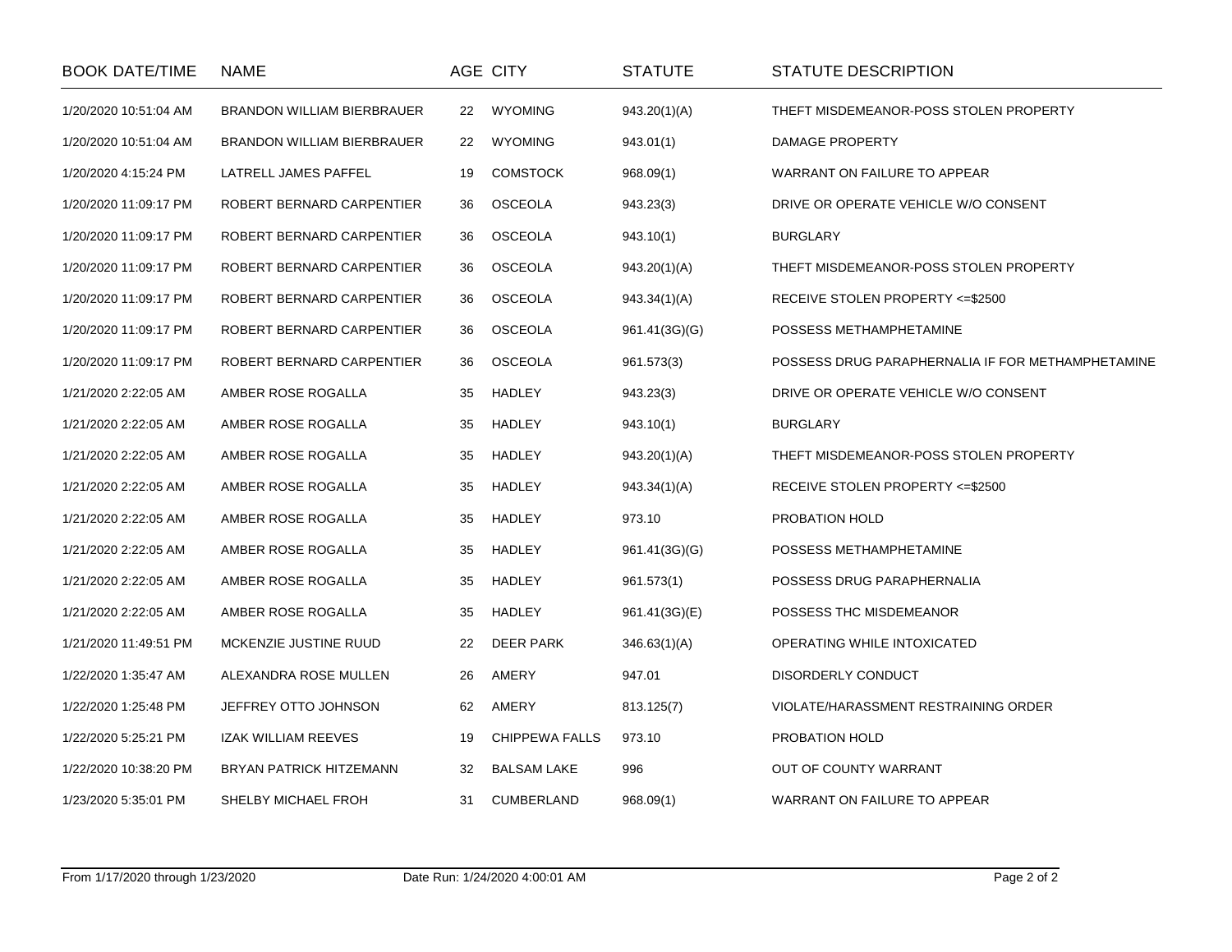| BOOK DATE/TIME | NAME | AGE | CITY | STATUTE | STATUTE DESCRIPTION |
|---|---|---|---|---|---|
| 1/20/2020 10:51:04 AM | BRANDON WILLIAM BIERBRAUER | 22 | WYOMING | 943.20(1)(A) | THEFT MISDEMEANOR-POSS STOLEN PROPERTY |
| 1/20/2020 10:51:04 AM | BRANDON WILLIAM BIERBRAUER | 22 | WYOMING | 943.01(1) | DAMAGE PROPERTY |
| 1/20/2020 4:15:24 PM | LATRELL JAMES PAFFEL | 19 | COMSTOCK | 968.09(1) | WARRANT ON FAILURE TO APPEAR |
| 1/20/2020 11:09:17 PM | ROBERT BERNARD CARPENTIER | 36 | OSCEOLA | 943.23(3) | DRIVE OR OPERATE VEHICLE W/O CONSENT |
| 1/20/2020 11:09:17 PM | ROBERT BERNARD CARPENTIER | 36 | OSCEOLA | 943.10(1) | BURGLARY |
| 1/20/2020 11:09:17 PM | ROBERT BERNARD CARPENTIER | 36 | OSCEOLA | 943.20(1)(A) | THEFT MISDEMEANOR-POSS STOLEN PROPERTY |
| 1/20/2020 11:09:17 PM | ROBERT BERNARD CARPENTIER | 36 | OSCEOLA | 943.34(1)(A) | RECEIVE STOLEN PROPERTY <=$2500 |
| 1/20/2020 11:09:17 PM | ROBERT BERNARD CARPENTIER | 36 | OSCEOLA | 961.41(3G)(G) | POSSESS METHAMPHETAMINE |
| 1/20/2020 11:09:17 PM | ROBERT BERNARD CARPENTIER | 36 | OSCEOLA | 961.573(3) | POSSESS DRUG PARAPHERNALIA IF FOR METHAMPHETAMINE |
| 1/21/2020 2:22:05 AM | AMBER ROSE ROGALLA | 35 | HADLEY | 943.23(3) | DRIVE OR OPERATE VEHICLE W/O CONSENT |
| 1/21/2020 2:22:05 AM | AMBER ROSE ROGALLA | 35 | HADLEY | 943.10(1) | BURGLARY |
| 1/21/2020 2:22:05 AM | AMBER ROSE ROGALLA | 35 | HADLEY | 943.20(1)(A) | THEFT MISDEMEANOR-POSS STOLEN PROPERTY |
| 1/21/2020 2:22:05 AM | AMBER ROSE ROGALLA | 35 | HADLEY | 943.34(1)(A) | RECEIVE STOLEN PROPERTY <=$2500 |
| 1/21/2020 2:22:05 AM | AMBER ROSE ROGALLA | 35 | HADLEY | 973.10 | PROBATION HOLD |
| 1/21/2020 2:22:05 AM | AMBER ROSE ROGALLA | 35 | HADLEY | 961.41(3G)(G) | POSSESS METHAMPHETAMINE |
| 1/21/2020 2:22:05 AM | AMBER ROSE ROGALLA | 35 | HADLEY | 961.573(1) | POSSESS DRUG PARAPHERNALIA |
| 1/21/2020 2:22:05 AM | AMBER ROSE ROGALLA | 35 | HADLEY | 961.41(3G)(E) | POSSESS THC MISDEMEANOR |
| 1/21/2020 11:49:51 PM | MCKENZIE JUSTINE RUUD | 22 | DEER PARK | 346.63(1)(A) | OPERATING WHILE INTOXICATED |
| 1/22/2020 1:35:47 AM | ALEXANDRA ROSE MULLEN | 26 | AMERY | 947.01 | DISORDERLY CONDUCT |
| 1/22/2020 1:25:48 PM | JEFFREY OTTO JOHNSON | 62 | AMERY | 813.125(7) | VIOLATE/HARASSMENT RESTRAINING ORDER |
| 1/22/2020 5:25:21 PM | IZAK WILLIAM REEVES | 19 | CHIPPEWA FALLS | 973.10 | PROBATION HOLD |
| 1/22/2020 10:38:20 PM | BRYAN PATRICK HITZEMANN | 32 | BALSAM LAKE | 996 | OUT OF COUNTY WARRANT |
| 1/23/2020 5:35:01 PM | SHELBY MICHAEL FROH | 31 | CUMBERLAND | 968.09(1) | WARRANT ON FAILURE TO APPEAR |

From 1/17/2020 through 1/23/2020 Date Run: 1/24/2020 4:00:01 AM